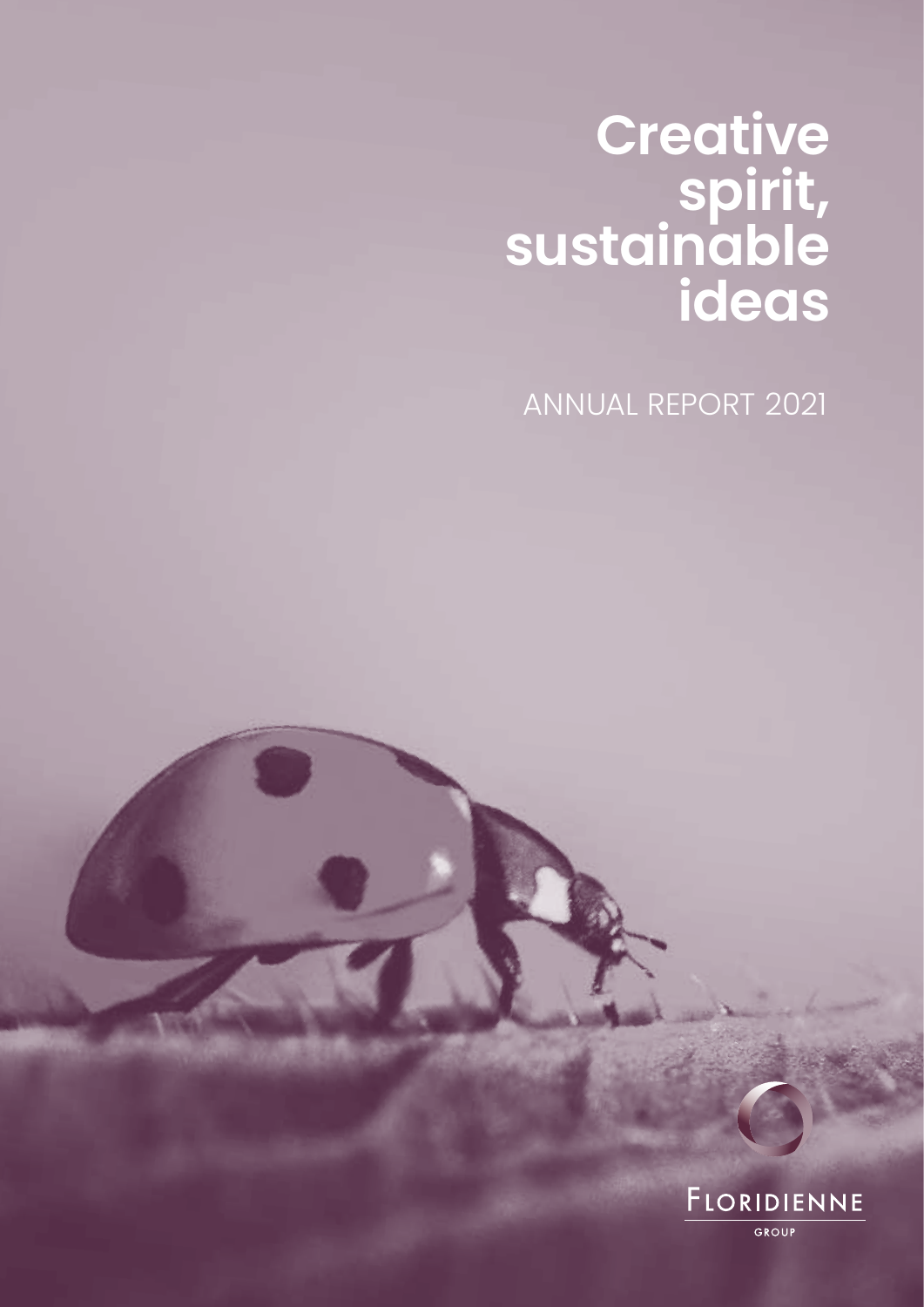# Creative spirit, sustainable ideas

ANNUAL REPORT 2021

FLORIDIENNE

GROUP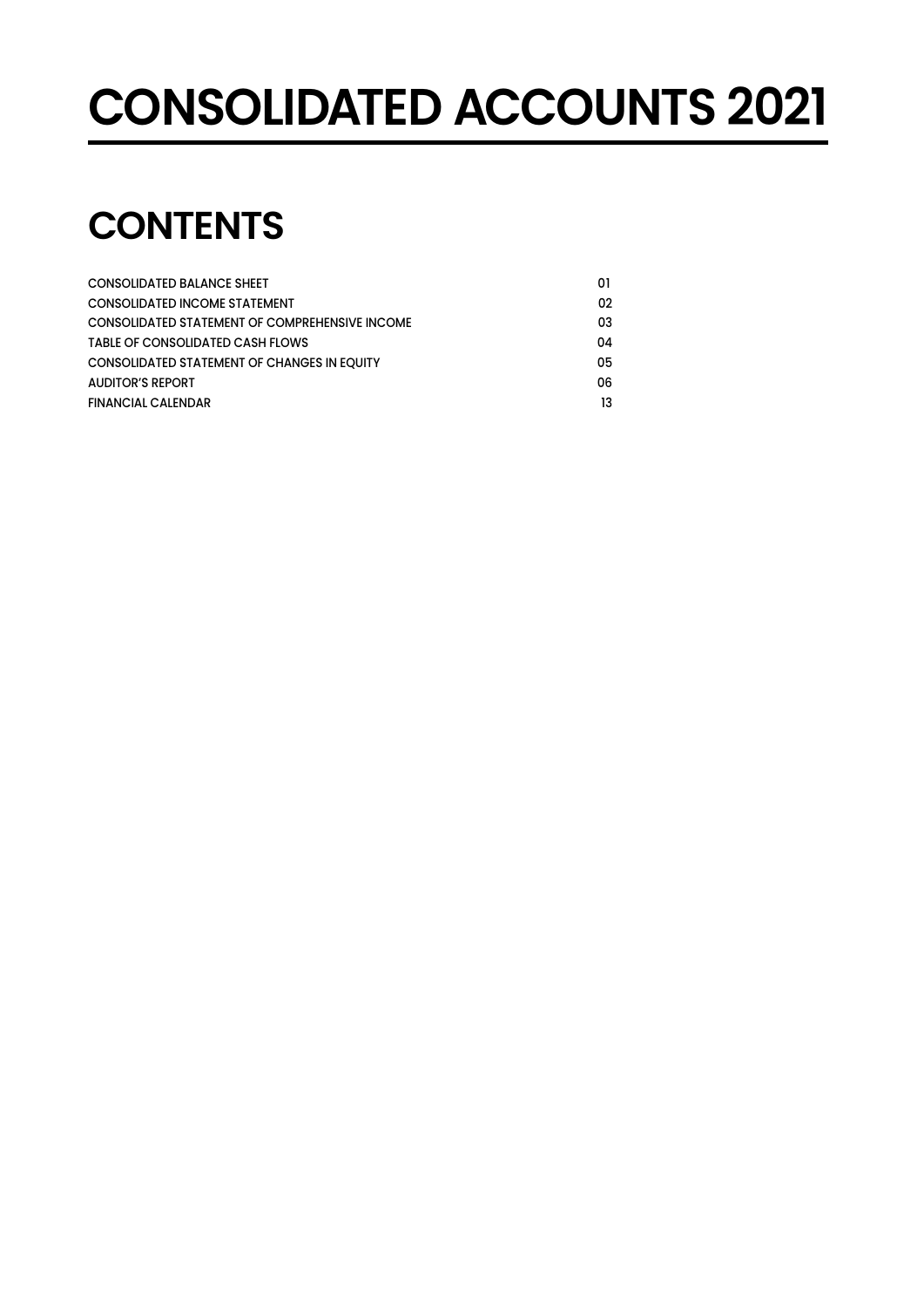# CONSOLIDATED ACCOUNTS 2021

## CONTENTS

| | |
|---|---|
| CONSOLIDATED BALANCE SHEET | 01 |
| CONSOLIDATED INCOME STATEMENT | 02 |
| CONSOLIDATED STATEMENT OF COMPREHENSIVE INCOME | 03 |
| TABLE OF CONSOLIDATED CASH FLOWS | 04 |
| CONSOLIDATED STATEMENT OF CHANGES IN EQUITY | 05 |
| AUDITOR'S REPORT | 06 |
| FINANCIAL CALENDAR | 13 |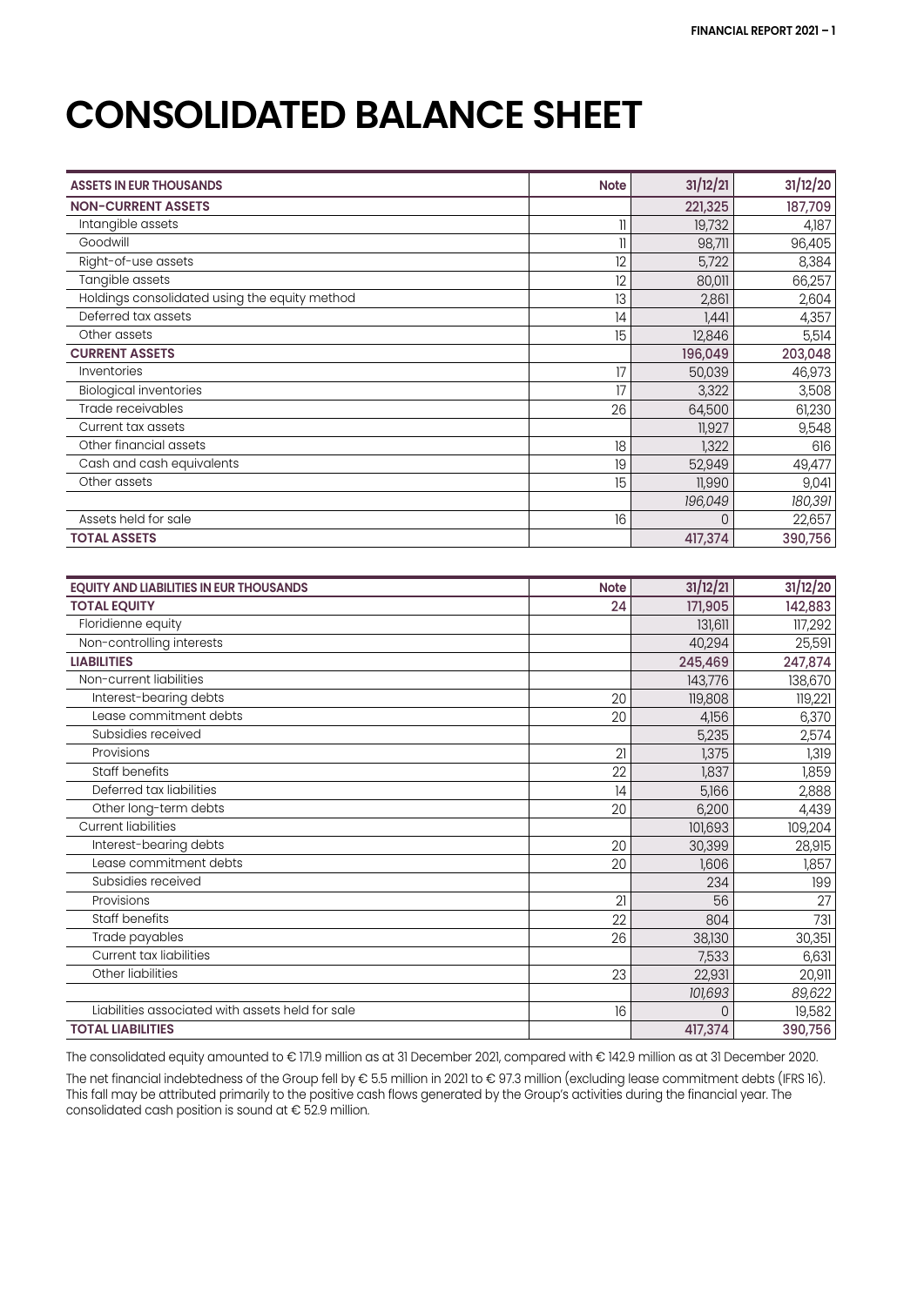# CONSOLIDATED BALANCE SHEET

| ASSETS IN EUR THOUSANDS | Note | 31/12/21 | 31/12/20 |
|---|---|---|---|
| **NON-CURRENT ASSETS** | | **221,325** | **187,709** |
| Intangible assets | 11 | 19,732 | 4,187 |
| Goodwill | 11 | 98,711 | 96,405 |
| Right-of-use assets | 12 | 5,722 | 8,384 |
| Tangible assets | 12 | 80,011 | 66,257 |
| Holdings consolidated using the equity method | 13 | 2,861 | 2,604 |
| Deferred tax assets | 14 | 1,441 | 4,357 |
| Other assets | 15 | 12,846 | 5,514 |
| **CURRENT ASSETS** | | **196,049** | **203,048** |
| Inventories | 17 | 50,039 | 46,973 |
| Biological inventories | 17 | 3,322 | 3,508 |
| Trade receivables | 26 | 64,500 | 61,230 |
| Current tax assets | | 11,927 | 9,548 |
| Other financial assets | 18 | 1,322 | 616 |
| Cash and cash equivalents | 19 | 52,949 | 49,477 |
| Other assets | 15 | 11,990 | 9,041 |
| | | *196,049* | *180,391* |
| Assets held for sale | 16 | 0 | 22,657 |
| **TOTAL ASSETS** | | **417,374** | **390,756** |

| EQUITY AND LIABILITIES IN EUR THOUSANDS | Note | 31/12/21 | 31/12/20 |
|---|---|---|---|
| **TOTAL EQUITY** | **24** | **171,905** | **142,883** |
| Floridienne equity | | 131,611 | 117,292 |
| Non-controlling interests | | 40,294 | 25,591 |
| **LIABILITIES** | | **245,469** | **247,874** |
| Non-current liabilities | | 143,776 | 138,670 |
| Interest-bearing debts | 20 | 119,808 | 119,221 |
| Lease commitment debts | 20 | 4,156 | 6,370 |
| Subsidies received | | 5,235 | 2,574 |
| Provisions | 21 | 1,375 | 1,319 |
| Staff benefits | 22 | 1,837 | 1,859 |
| Deferred tax liabilities | 14 | 5,166 | 2,888 |
| Other long-term debts | 20 | 6,200 | 4,439 |
| Current liabilities | | 101,693 | 109,204 |
| Interest-bearing debts | 20 | 30,399 | 28,915 |
| Lease commitment debts | 20 | 1,606 | 1,857 |
| Subsidies received | | 234 | 199 |
| Provisions | 21 | 56 | 27 |
| Staff benefits | 22 | 804 | 731 |
| Trade payables | 26 | 38,130 | 30,351 |
| Current tax liabilities | | 7,533 | 6,631 |
| Other liabilities | 23 | 22,931 | 20,911 |
| | | *101,693* | *89,622* |
| Liabilities associated with assets held for sale | 16 | 0 | 19,582 |
| **TOTAL LIABILITIES** | | **417,374** | **390,756** |

The consolidated equity amounted to € 171.9 million as at 31 December 2021, compared with € 142.9 million as at 31 December 2020.

The net financial indebtedness of the Group fell by € 5.5 million in 2021 to € 97.3 million (excluding lease commitment debts (IFRS 16). This fall may be attributed primarily to the positive cash flows generated by the Group's activities during the financial year. The consolidated cash position is sound at € 52.9 million.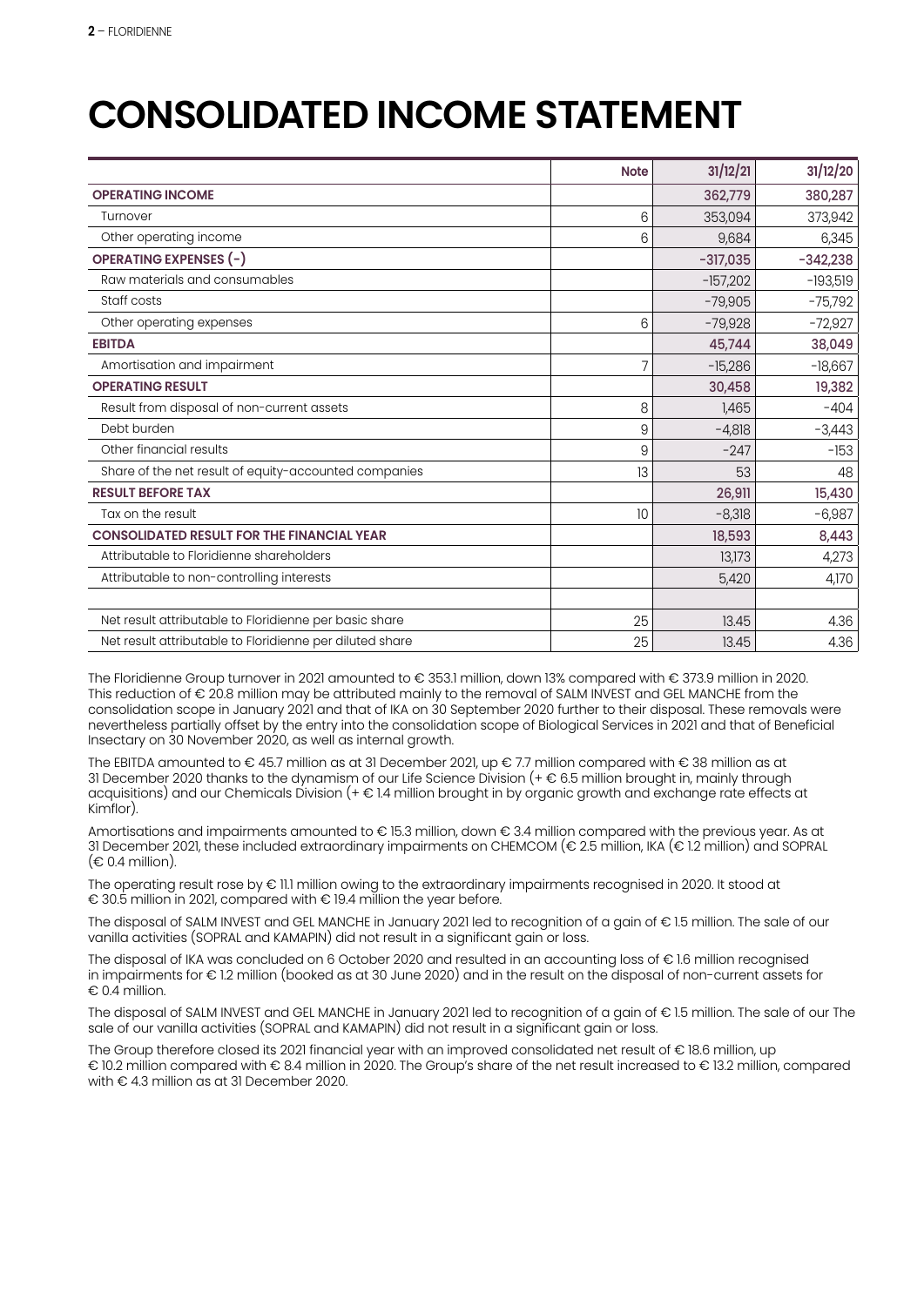# CONSOLIDATED INCOME STATEMENT

| | Note | 31/12/21 | 31/12/20 |
|---|---|---|---|
| **OPERATING INCOME** | | **362,779** | **380,287** |
| Turnover | 6 | 353,094 | 373,942 |
| Other operating income | 6 | 9,684 | 6,345 |
| **OPERATING EXPENSES (-)** | | **-317,035** | **-342,238** |
| Raw materials and consumables | | -157,202 | -193,519 |
| Staff costs | | -79,905 | -75,792 |
| Other operating expenses | 6 | -79,928 | -72,927 |
| **EBITDA** | | **45,744** | **38,049** |
| Amortisation and impairment | 7 | -15,286 | -18,667 |
| **OPERATING RESULT** | | **30,458** | **19,382** |
| Result from disposal of non-current assets | 8 | 1,465 | -404 |
| Debt burden | 9 | -4,818 | -3,443 |
| Other financial results | 9 | -247 | -153 |
| Share of the net result of equity-accounted companies | 13 | 53 | 48 |
| **RESULT BEFORE TAX** | | **26,911** | **15,430** |
| Tax on the result | 10 | -8,318 | -6,987 |
| **CONSOLIDATED RESULT FOR THE FINANCIAL YEAR** | | **18,593** | **8,443** |
| Attributable to Floridienne shareholders | | 13,173 | 4,273 |
| Attributable to non-controlling interests | | 5,420 | 4,170 |
| | | | |
| Net result attributable to Floridienne per basic share | 25 | 13.45 | 4.36 |
| Net result attributable to Floridienne per diluted share | 25 | 13.45 | 4.36 |

The Floridienne Group turnover in 2021 amounted to € 353.1 million, down 13% compared with € 373.9 million in 2020. This reduction of € 20.8 million may be attributed mainly to the removal of SALM INVEST and GEL MANCHE from the consolidation scope in January 2021 and that of IKA on 30 September 2020 further to their disposal. These removals were nevertheless partially offset by the entry into the consolidation scope of Biological Services in 2021 and that of Beneficial Insectary on 30 November 2020, as well as internal growth.

The EBITDA amounted to € 45.7 million as at 31 December 2021, up € 7.7 million compared with € 38 million as at 31 December 2020 thanks to the dynamism of our Life Science Division (+ € 6.5 million brought in, mainly through acquisitions) and our Chemicals Division (+ € 1.4 million brought in by organic growth and exchange rate effects at Kimflor).

Amortisations and impairments amounted to € 15.3 million, down € 3.4 million compared with the previous year. As at 31 December 2021, these included extraordinary impairments on CHEMCOM (€ 2.5 million, IKA (€ 1.2 million) and SOPRAL (€ 0.4 million).

The operating result rose by € 11.1 million owing to the extraordinary impairments recognised in 2020. It stood at € 30.5 million in 2021, compared with € 19.4 million the year before.

The disposal of SALM INVEST and GEL MANCHE in January 2021 led to recognition of a gain of € 1.5 million. The sale of our vanilla activities (SOPRAL and KAMAPIN) did not result in a significant gain or loss.

The disposal of IKA was concluded on 6 October 2020 and resulted in an accounting loss of € 1.6 million recognised in impairments for € 1.2 million (booked as at 30 June 2020) and in the result on the disposal of non-current assets for € 0.4 million.

The disposal of SALM INVEST and GEL MANCHE in January 2021 led to recognition of a gain of € 1.5 million. The sale of our The sale of our vanilla activities (SOPRAL and KAMAPIN) did not result in a significant gain or loss.

The Group therefore closed its 2021 financial year with an improved consolidated net result of € 18.6 million, up € 10.2 million compared with € 8.4 million in 2020. The Group's share of the net result increased to € 13.2 million, compared with € 4.3 million as at 31 December 2020.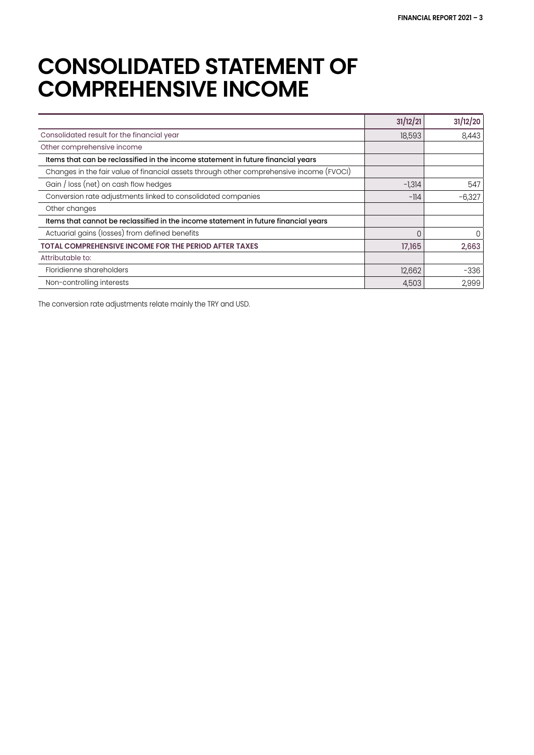# CONSOLIDATED STATEMENT OF COMPREHENSIVE INCOME

| | 31/12/21 | 31/12/20 |
|---|---|---|
| Consolidated result for the financial year | 18,593 | 8,443 |
| Other comprehensive income | | |
| **Items that can be reclassified in the income statement in future financial years** | | |
| Changes in the fair value of financial assets through other comprehensive income (FVOCI) | | |
| Gain / loss (net) on cash flow hedges | -1,314 | 547 |
| Conversion rate adjustments linked to consolidated companies | -114 | -6,327 |
| Other changes | | |
| **Items that cannot be reclassified in the income statement in future financial years** | | |
| Actuarial gains (losses) from defined benefits | 0 | 0 |
| **TOTAL COMPREHENSIVE INCOME FOR THE PERIOD AFTER TAXES** | **17,165** | **2,663** |
| Attributable to: | | |
| Floridienne shareholders | 12,662 | -336 |
| Non-controlling interests | 4,503 | 2,999 |

The conversion rate adjustments relate mainly the TRY and USD.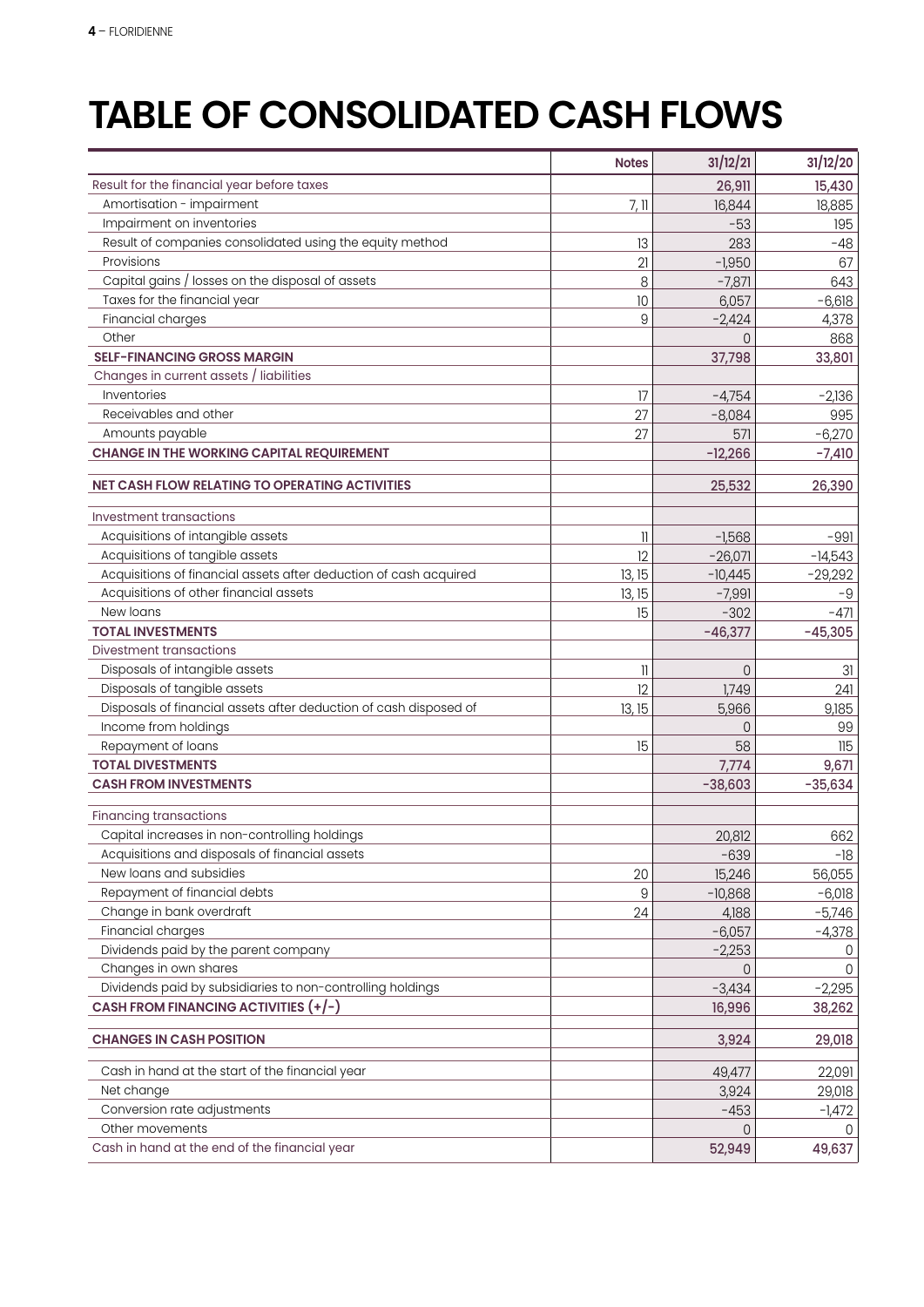# TABLE OF CONSOLIDATED CASH FLOWS

| | Notes | 31/12/21 | 31/12/20 |
|---|---|---|---|
| Result for the financial year before taxes | | 26,911 | 15,430 |
| Amortisation - impairment | 7, 11 | 16,844 | 18,885 |
| Impairment on inventories | | -53 | 195 |
| Result of companies consolidated using the equity method | 13 | 283 | -48 |
| Provisions | 21 | -1,950 | 67 |
| Capital gains / losses on the disposal of assets | 8 | -7,871 | 643 |
| Taxes for the financial year | 10 | 6,057 | -6,618 |
| Financial charges | 9 | -2,424 | 4,378 |
| Other | | 0 | 868 |
| **SELF-FINANCING GROSS MARGIN** | | **37,798** | **33,801** |
| Changes in current assets / liabilities | | | |
| Inventories | 17 | -4,754 | -2,136 |
| Receivables and other | 27 | -8,084 | 995 |
| Amounts payable | 27 | 571 | -6,270 |
| **CHANGE IN THE WORKING CAPITAL REQUIREMENT** | | **-12,266** | **-7,410** |
| **NET CASH FLOW RELATING TO OPERATING ACTIVITIES** | | **25,532** | **26,390** |
| Investment transactions | | | |
| Acquisitions of intangible assets | 11 | -1,568 | -991 |
| Acquisitions of tangible assets | 12 | -26,071 | -14,543 |
| Acquisitions of financial assets after deduction of cash acquired | 13, 15 | -10,445 | -29,292 |
| Acquisitions of other financial assets | 13, 15 | -7,991 | -9 |
| New loans | 15 | -302 | -471 |
| **TOTAL INVESTMENTS** | | **-46,377** | **-45,305** |
| Divestment transactions | | | |
| Disposals of intangible assets | 11 | 0 | 31 |
| Disposals of tangible assets | 12 | 1,749 | 241 |
| Disposals of financial assets after deduction of cash disposed of | 13, 15 | 5,966 | 9,185 |
| Income from holdings | | 0 | 99 |
| Repayment of loans | 15 | 58 | 115 |
| **TOTAL DIVESTMENTS** | | **7,774** | **9,671** |
| **CASH FROM INVESTMENTS** | | **-38,603** | **-35,634** |
| Financing transactions | | | |
| Capital increases in non-controlling holdings | | 20,812 | 662 |
| Acquisitions and disposals of financial assets | | -639 | -18 |
| New loans and subsidies | 20 | 15,246 | 56,055 |
| Repayment of financial debts | 9 | -10,868 | -6,018 |
| Change in bank overdraft | 24 | 4,188 | -5,746 |
| Financial charges | | -6,057 | -4,378 |
| Dividends paid by the parent company | | -2,253 | 0 |
| Changes in own shares | | 0 | 0 |
| Dividends paid by subsidiaries to non-controlling holdings | | -3,434 | -2,295 |
| **CASH FROM FINANCING ACTIVITIES (+/-)** | | **16,996** | **38,262** |
| **CHANGES IN CASH POSITION** | | **3,924** | **29,018** |
| Cash in hand at the start of the financial year | | 49,477 | 22,091 |
| Net change | | 3,924 | 29,018 |
| Conversion rate adjustments | | -453 | -1,472 |
| Other movements | | 0 | 0 |
| Cash in hand at the end of the financial year | | **52,949** | **49,637** |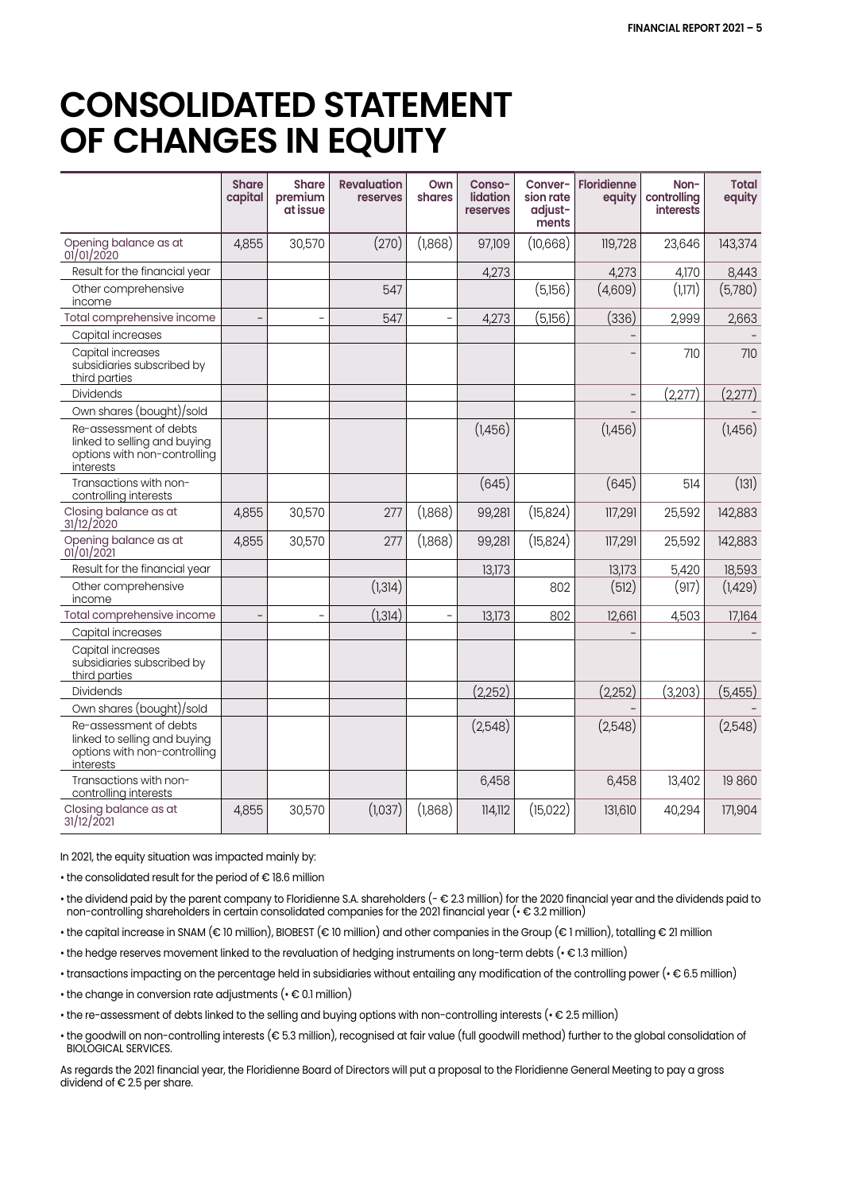# CONSOLIDATED STATEMENT OF CHANGES IN EQUITY

| | Share capital | Share premium at issue | Revaluation reserves | Own shares | Consolidation reserves | Conversion rate adjustments | Floridienne equity | Non-controlling interests | Total equity |
|---|---|---|---|---|---|---|---|---|---|
| Opening balance as at 01/01/2020 | 4,855 | 30,570 | (270) | (1,868) | 97,109 | (10,668) | 119,728 | 23,646 | 143,374 |
| Result for the financial year | | | | | 4,273 | | 4,273 | 4,170 | 8,443 |
| Other comprehensive income | | | 547 | | | (5,156) | (4,609) | (1,171) | (5,780) |
| Total comprehensive income | - | - | 547 | - | 4,273 | (5,156) | (336) | 2,999 | 2,663 |
| Capital increases | | | | | | | - | | - |
| Capital increases subsidiaries subscribed by third parties | | | | | | | - | 710 | 710 |
| Dividends | | | | | | | - | (2,277) | (2,277) |
| Own shares (bought)/sold | | | | | | | - | | - |
| Re-assessment of debts linked to selling and buying options with non-controlling interests | | | | | (1,456) | | (1,456) | | (1,456) |
| Transactions with non-controlling interests | | | | | (645) | | (645) | 514 | (131) |
| Closing balance as at 31/12/2020 | 4,855 | 30,570 | 277 | (1,868) | 99,281 | (15,824) | 117,291 | 25,592 | 142,883 |
| Opening balance as at 01/01/2021 | 4,855 | 30,570 | 277 | (1,868) | 99,281 | (15,824) | 117,291 | 25,592 | 142,883 |
| Result for the financial year | | | | | 13,173 | | 13,173 | 5,420 | 18,593 |
| Other comprehensive income | | | (1,314) | | | 802 | (512) | (917) | (1,429) |
| Total comprehensive income | - | - | (1,314) | - | 13,173 | 802 | 12,661 | 4,503 | 17,164 |
| Capital increases | | | | | | | - | | - |
| Capital increases subsidiaries subscribed by third parties | | | | | | | | | |
| Dividends | | | | | (2,252) | | (2,252) | (3,203) | (5,455) |
| Own shares (bought)/sold | | | | | | | - | | - |
| Re-assessment of debts linked to selling and buying options with non-controlling interests | | | | | (2,548) | | (2,548) | | (2,548) |
| Transactions with non-controlling interests | | | | | 6,458 | | 6,458 | 13,402 | 19 860 |
| Closing balance as at 31/12/2021 | 4,855 | 30,570 | (1,037) | (1,868) | 114,112 | (15,022) | 131,610 | 40,294 | 171,904 |

In 2021, the equity situation was impacted mainly by:

- the consolidated result for the period of € 18.6 million
- the dividend paid by the parent company to Floridienne S.A. shareholders (- € 2.3 million) for the 2020 financial year and the dividends paid to non-controlling shareholders in certain consolidated companies for the 2021 financial year (• € 3.2 million)
- the capital increase in SNAM (€ 10 million), BIOBEST (€ 10 million) and other companies in the Group (€ 1 million), totalling € 21 million
- the hedge reserves movement linked to the revaluation of hedging instruments on long-term debts (• € 1.3 million)
- transactions impacting on the percentage held in subsidiaries without entailing any modification of the controlling power (• € 6.5 million)
- the change in conversion rate adjustments (• € 0.1 million)
- the re-assessment of debts linked to the selling and buying options with non-controlling interests (• € 2.5 million)
- the goodwill on non-controlling interests (€ 5.3 million), recognised at fair value (full goodwill method) further to the global consolidation of BIOLOGICAL SERVICES.

As regards the 2021 financial year, the Floridienne Board of Directors will put a proposal to the Floridienne General Meeting to pay a gross dividend of € 2.5 per share.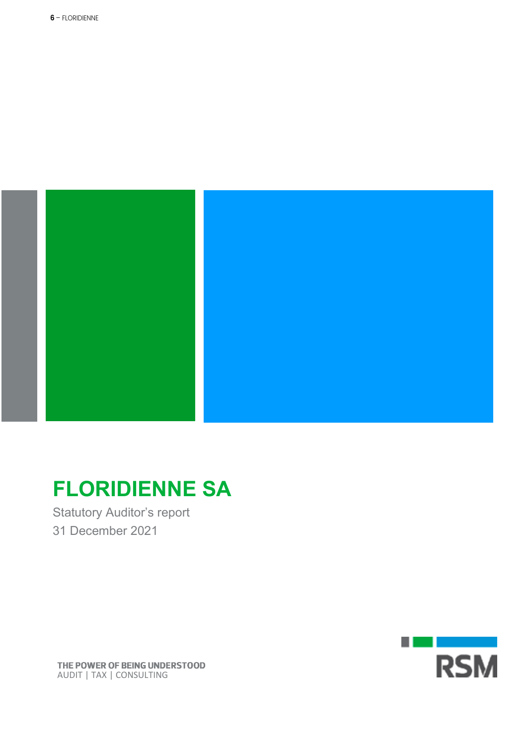# FLORIDIENNE SA

Statutory Auditor's report

31 December 2021

THE POWER OF BEING UNDERSTOOD
AUDIT | TAX | CONSULTING

RSM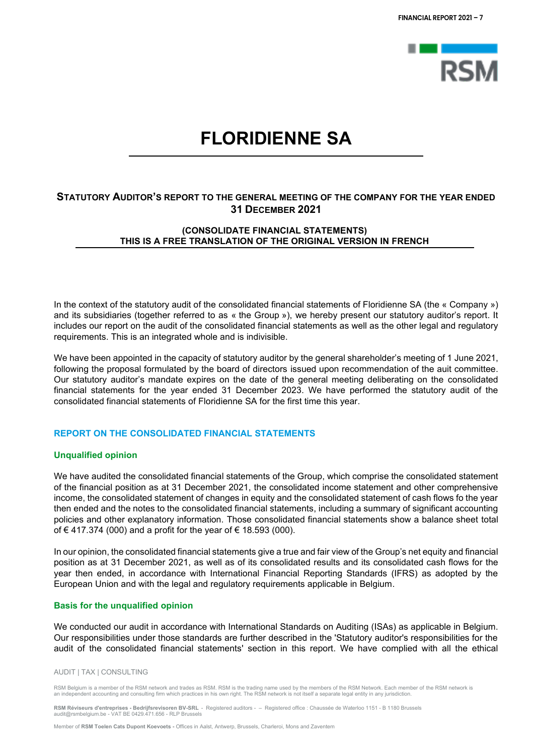# FLORIDIENNE SA

## STATUTORY AUDITOR'S REPORT TO THE GENERAL MEETING OF THE COMPANY FOR THE YEAR ENDED 31 DECEMBER 2021

**(CONSOLIDATE FINANCIAL STATEMENTS)**
**THIS IS A FREE TRANSLATION OF THE ORIGINAL VERSION IN FRENCH**

In the context of the statutory audit of the consolidated financial statements of Floridienne SA (the « Company ») and its subsidiaries (together referred to as « the Group »), we hereby present our statutory auditor's report. It includes our report on the audit of the consolidated financial statements as well as the other legal and regulatory requirements. This is an integrated whole and is indivisible.

We have been appointed in the capacity of statutory auditor by the general shareholder's meeting of 1 June 2021, following the proposal formulated by the board of directors issued upon recommendation of the auit committee. Our statutory auditor's mandate expires on the date of the general meeting deliberating on the consolidated financial statements for the year ended 31 December 2023. We have performed the statutory audit of the consolidated financial statements of Floridienne SA for the first time this year.

### REPORT ON THE CONSOLIDATED FINANCIAL STATEMENTS

#### Unqualified opinion

We have audited the consolidated financial statements of the Group, which comprise the consolidated statement of the financial position as at 31 December 2021, the consolidated income statement and other comprehensive income, the consolidated statement of changes in equity and the consolidated statement of cash flows fo the year then ended and the notes to the consolidated financial statements, including a summary of significant accounting policies and other explanatory information. Those consolidated financial statements show a balance sheet total of € 417.374 (000) and a profit for the year of € 18.593 (000).

In our opinion, the consolidated financial statements give a true and fair view of the Group's net equity and financial position as at 31 December 2021, as well as of its consolidated results and its consolidated cash flows for the year then ended, in accordance with International Financial Reporting Standards (IFRS) as adopted by the European Union and with the legal and regulatory requirements applicable in Belgium.

#### Basis for the unqualified opinion

We conducted our audit in accordance with International Standards on Auditing (ISAs) as applicable in Belgium. Our responsibilities under those standards are further described in the 'Statutory auditor's responsibilities for the audit of the consolidated financial statements' section in this report. We have complied with all the ethical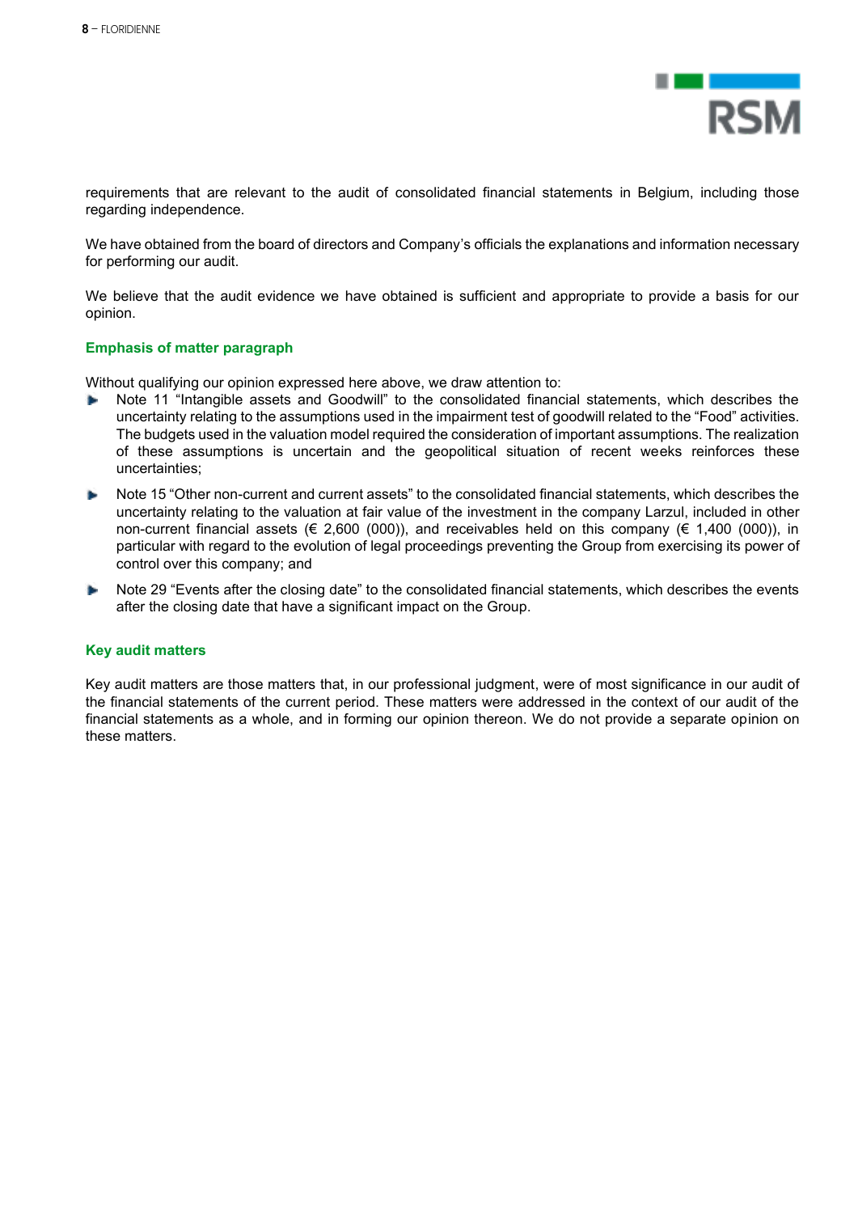requirements that are relevant to the audit of consolidated financial statements in Belgium, including those regarding independence.

We have obtained from the board of directors and Company's officials the explanations and information necessary for performing our audit.

We believe that the audit evidence we have obtained is sufficient and appropriate to provide a basis for our opinion.

### Emphasis of matter paragraph

Without qualifying our opinion expressed here above, we draw attention to:

- Note 11 "Intangible assets and Goodwill" to the consolidated financial statements, which describes the uncertainty relating to the assumptions used in the impairment test of goodwill related to the "Food" activities. The budgets used in the valuation model required the consideration of important assumptions. The realization of these assumptions is uncertain and the geopolitical situation of recent weeks reinforces these uncertainties;
- Note 15 "Other non-current and current assets" to the consolidated financial statements, which describes the uncertainty relating to the valuation at fair value of the investment in the company Larzul, included in other non-current financial assets (€ 2,600 (000)), and receivables held on this company (€ 1,400 (000)), in particular with regard to the evolution of legal proceedings preventing the Group from exercising its power of control over this company; and
- Note 29 "Events after the closing date" to the consolidated financial statements, which describes the events after the closing date that have a significant impact on the Group.

### Key audit matters

Key audit matters are those matters that, in our professional judgment, were of most significance in our audit of the financial statements of the current period. These matters were addressed in the context of our audit of the financial statements as a whole, and in forming our opinion thereon. We do not provide a separate opinion on these matters.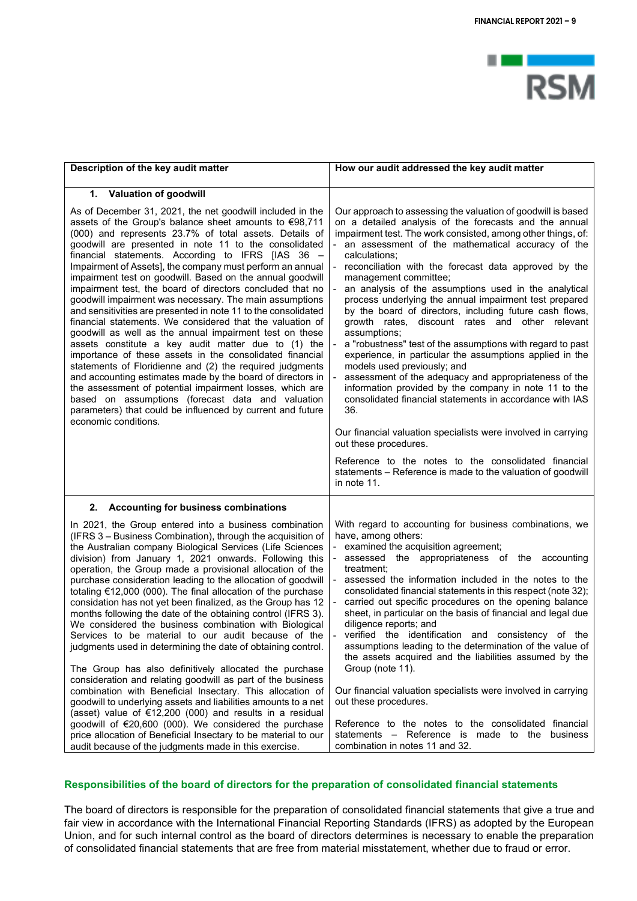| Description of the key audit matter | How our audit addressed the key audit matter |
|---|---|
| **1. Valuation of goodwill** | |
| As of December 31, 2021, the net goodwill included in the assets of the Group's balance sheet amounts to €98,711 (000) and represents 23.7% of total assets. Details of goodwill are presented in note 11 to the consolidated financial statements. According to IFRS [IAS 36 – Impairment of Assets], the company must perform an annual impairment test on goodwill. Based on the annual goodwill impairment test, the board of directors concluded that no goodwill impairment was necessary. The main assumptions and sensitivities are presented in note 11 to the consolidated financial statements. We considered that the valuation of goodwill as well as the annual impairment test on these assets constitute a key audit matter due to (1) the importance of these assets in the consolidated financial statements of Floridienne and (2) the required judgments and accounting estimates made by the board of directors in the assessment of potential impairment losses, which are based on assumptions (forecast data and valuation parameters) that could be influenced by current and future economic conditions. | Our approach to assessing the valuation of goodwill is based on a detailed analysis of the forecasts and the annual impairment test. The work consisted, among other things, of:<br>- an assessment of the mathematical accuracy of the calculations;<br>- reconciliation with the forecast data approved by the management committee;<br>- an analysis of the assumptions used in the analytical process underlying the annual impairment test prepared by the board of directors, including future cash flows, growth rates, discount rates and other relevant assumptions;<br>- a "robustness" test of the assumptions with regard to past experience, in particular the assumptions applied in the models used previously; and<br>- assessment of the adequacy and appropriateness of the information provided by the company in note 11 to the consolidated financial statements in accordance with IAS 36.<br><br>Our financial valuation specialists were involved in carrying out these procedures.<br><br>Reference to the notes to the consolidated financial statements – Reference is made to the valuation of goodwill in note 11. |
| **2. Accounting for business combinations** | |
| In 2021, the Group entered into a business combination (IFRS 3 – Business Combination), through the acquisition of the Australian company Biological Services (Life Sciences division) from January 1, 2021 onwards. Following this operation, the Group made a provisional allocation of the purchase consideration leading to the allocation of goodwill totaling €12,000 (000). The final allocation of the purchase considation has not yet been finalized, as the Group has 12 months following the date of the obtaining control (IFRS 3). We considered the business combination with Biological Services to be material to our audit because of the judgments used in determining the date of obtaining control.<br><br>The Group has also definitively allocated the purchase consideration and relating goodwill as part of the business combination with Beneficial Insectary. This allocation of goodwill to underlying assets and liabilities amounts to a net (asset) value of €12,200 (000) and results in a residual goodwill of €20,600 (000). We considered the purchase price allocation of Beneficial Insectary to be material to our audit because of the judgments made in this exercise. | With regard to accounting for business combinations, we have, among others:<br>- examined the acquisition agreement;<br>- assessed the appropriateness of the accounting treatment;<br>- assessed the information included in the notes to the consolidated financial statements in this respect (note 32);<br>- carried out specific procedures on the opening balance sheet, in particular on the basis of financial and legal due diligence reports; and<br>- verified the identification and consistency of the assumptions leading to the determination of the value of the assets acquired and the liabilities assumed by the Group (note 11).<br><br>Our financial valuation specialists were involved in carrying out these procedures.<br><br>Reference to the notes to the consolidated financial statements – Reference is made to the business combination in notes 11 and 32. |

## Responsibilities of the board of directors for the preparation of consolidated financial statements

The board of directors is responsible for the preparation of consolidated financial statements that give a true and fair view in accordance with the International Financial Reporting Standards (IFRS) as adopted by the European Union, and for such internal control as the board of directors determines is necessary to enable the preparation of consolidated financial statements that are free from material misstatement, whether due to fraud or error.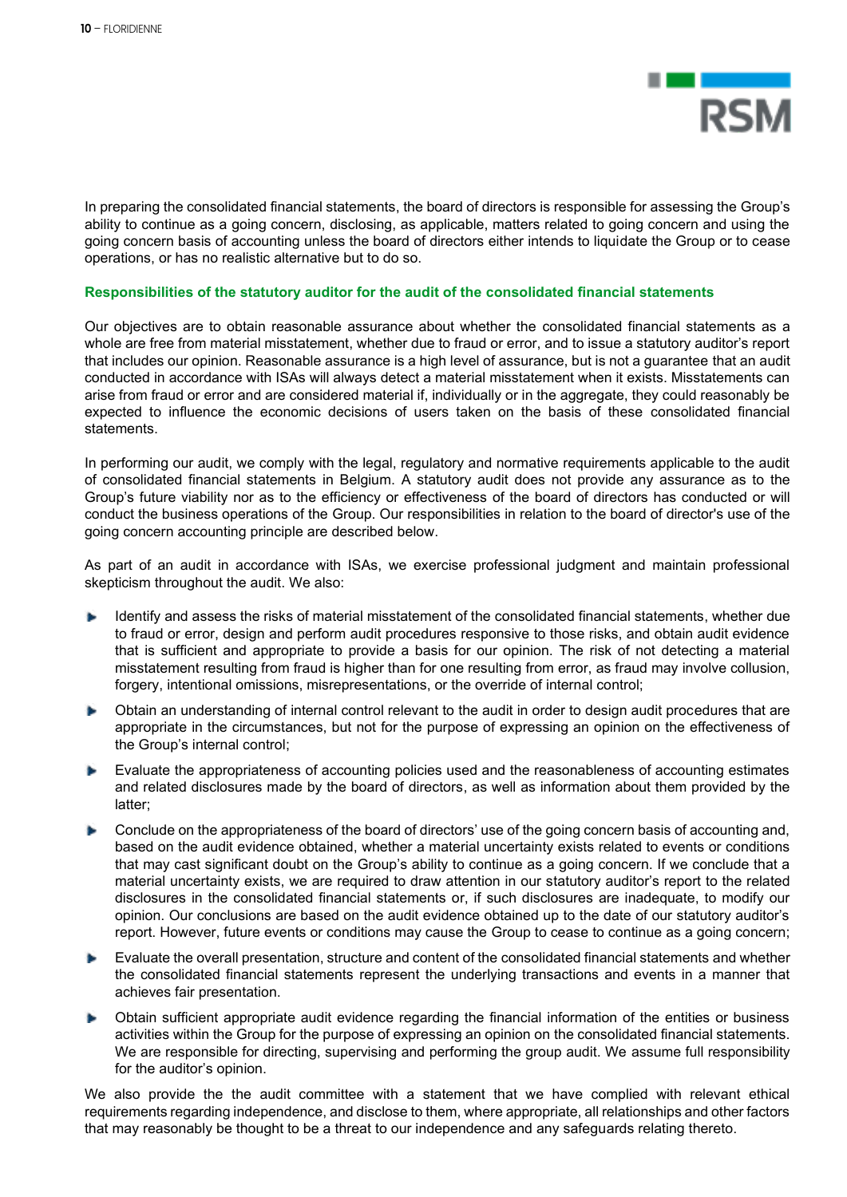In preparing the consolidated financial statements, the board of directors is responsible for assessing the Group's ability to continue as a going concern, disclosing, as applicable, matters related to going concern and using the going concern basis of accounting unless the board of directors either intends to liquidate the Group or to cease operations, or has no realistic alternative but to do so.

### Responsibilities of the statutory auditor for the audit of the consolidated financial statements

Our objectives are to obtain reasonable assurance about whether the consolidated financial statements as a whole are free from material misstatement, whether due to fraud or error, and to issue a statutory auditor's report that includes our opinion. Reasonable assurance is a high level of assurance, but is not a guarantee that an audit conducted in accordance with ISAs will always detect a material misstatement when it exists. Misstatements can arise from fraud or error and are considered material if, individually or in the aggregate, they could reasonably be expected to influence the economic decisions of users taken on the basis of these consolidated financial statements.

In performing our audit, we comply with the legal, regulatory and normative requirements applicable to the audit of consolidated financial statements in Belgium. A statutory audit does not provide any assurance as to the Group's future viability nor as to the efficiency or effectiveness of the board of directors has conducted or will conduct the business operations of the Group. Our responsibilities in relation to the board of director's use of the going concern accounting principle are described below.

As part of an audit in accordance with ISAs, we exercise professional judgment and maintain professional skepticism throughout the audit. We also:

- Identify and assess the risks of material misstatement of the consolidated financial statements, whether due to fraud or error, design and perform audit procedures responsive to those risks, and obtain audit evidence that is sufficient and appropriate to provide a basis for our opinion. The risk of not detecting a material misstatement resulting from fraud is higher than for one resulting from error, as fraud may involve collusion, forgery, intentional omissions, misrepresentations, or the override of internal control;
- Obtain an understanding of internal control relevant to the audit in order to design audit procedures that are appropriate in the circumstances, but not for the purpose of expressing an opinion on the effectiveness of the Group's internal control;
- Evaluate the appropriateness of accounting policies used and the reasonableness of accounting estimates and related disclosures made by the board of directors, as well as information about them provided by the latter;
- Conclude on the appropriateness of the board of directors' use of the going concern basis of accounting and, based on the audit evidence obtained, whether a material uncertainty exists related to events or conditions that may cast significant doubt on the Group's ability to continue as a going concern. If we conclude that a material uncertainty exists, we are required to draw attention in our statutory auditor's report to the related disclosures in the consolidated financial statements or, if such disclosures are inadequate, to modify our opinion. Our conclusions are based on the audit evidence obtained up to the date of our statutory auditor's report. However, future events or conditions may cause the Group to cease to continue as a going concern;
- Evaluate the overall presentation, structure and content of the consolidated financial statements and whether the consolidated financial statements represent the underlying transactions and events in a manner that achieves fair presentation.
- Obtain sufficient appropriate audit evidence regarding the financial information of the entities or business activities within the Group for the purpose of expressing an opinion on the consolidated financial statements. We are responsible for directing, supervising and performing the group audit. We assume full responsibility for the auditor's opinion.

We also provide the the audit committee with a statement that we have complied with relevant ethical requirements regarding independence, and disclose to them, where appropriate, all relationships and other factors that may reasonably be thought to be a threat to our independence and any safeguards relating thereto.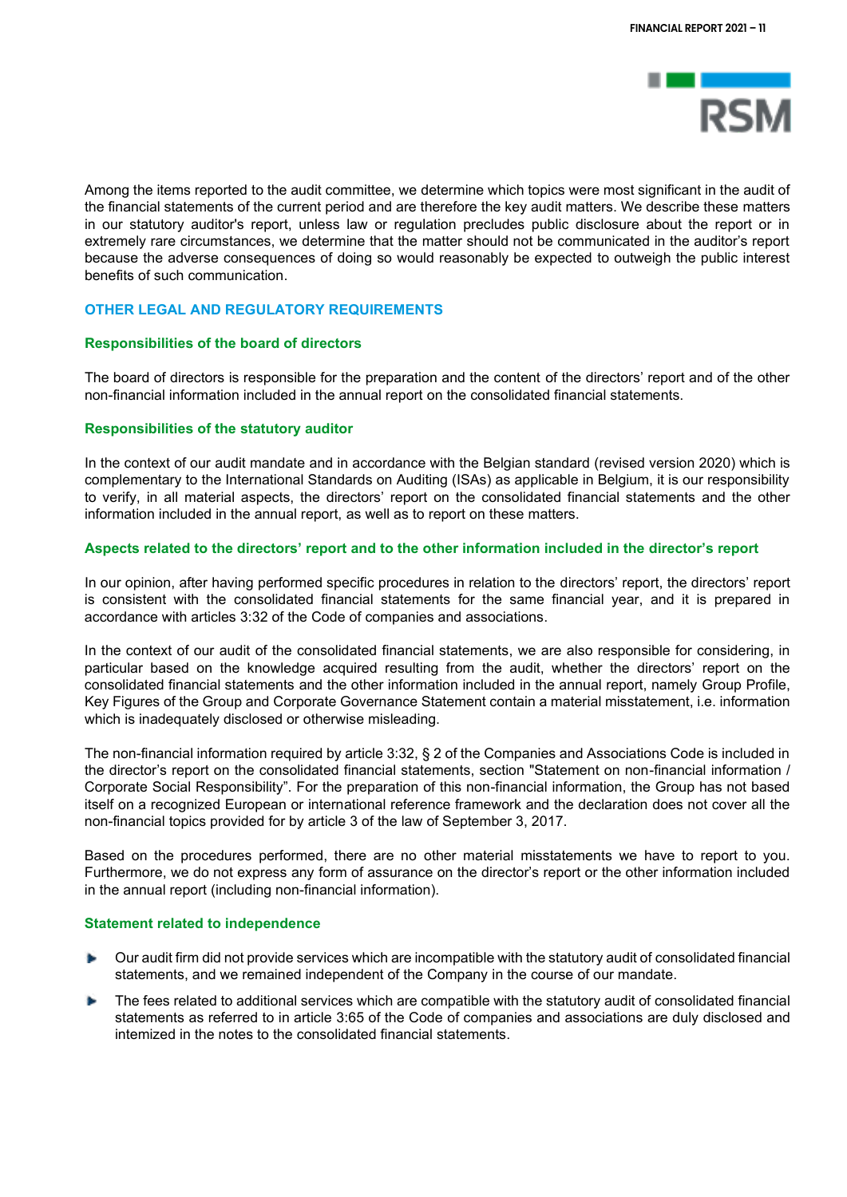Among the items reported to the audit committee, we determine which topics were most significant in the audit of the financial statements of the current period and are therefore the key audit matters. We describe these matters in our statutory auditor's report, unless law or regulation precludes public disclosure about the report or in extremely rare circumstances, we determine that the matter should not be communicated in the auditor's report because the adverse consequences of doing so would reasonably be expected to outweigh the public interest benefits of such communication.

## OTHER LEGAL AND REGULATORY REQUIREMENTS

### Responsibilities of the board of directors

The board of directors is responsible for the preparation and the content of the directors' report and of the other non-financial information included in the annual report on the consolidated financial statements.

### Responsibilities of the statutory auditor

In the context of our audit mandate and in accordance with the Belgian standard (revised version 2020) which is complementary to the International Standards on Auditing (ISAs) as applicable in Belgium, it is our responsibility to verify, in all material aspects, the directors' report on the consolidated financial statements and the other information included in the annual report, as well as to report on these matters.

### Aspects related to the directors' report and to the other information included in the director's report

In our opinion, after having performed specific procedures in relation to the directors' report, the directors' report is consistent with the consolidated financial statements for the same financial year, and it is prepared in accordance with articles 3:32 of the Code of companies and associations.

In the context of our audit of the consolidated financial statements, we are also responsible for considering, in particular based on the knowledge acquired resulting from the audit, whether the directors' report on the consolidated financial statements and the other information included in the annual report, namely Group Profile, Key Figures of the Group and Corporate Governance Statement contain a material misstatement, i.e. information which is inadequately disclosed or otherwise misleading.

The non-financial information required by article 3:32, § 2 of the Companies and Associations Code is included in the director's report on the consolidated financial statements, section "Statement on non-financial information / Corporate Social Responsibility". For the preparation of this non-financial information, the Group has not based itself on a recognized European or international reference framework and the declaration does not cover all the non-financial topics provided for by article 3 of the law of September 3, 2017.

Based on the procedures performed, there are no other material misstatements we have to report to you. Furthermore, we do not express any form of assurance on the director's report or the other information included in the annual report (including non-financial information).

### Statement related to independence

- Our audit firm did not provide services which are incompatible with the statutory audit of consolidated financial statements, and we remained independent of the Company in the course of our mandate.
- The fees related to additional services which are compatible with the statutory audit of consolidated financial statements as referred to in article 3:65 of the Code of companies and associations are duly disclosed and intemized in the notes to the consolidated financial statements.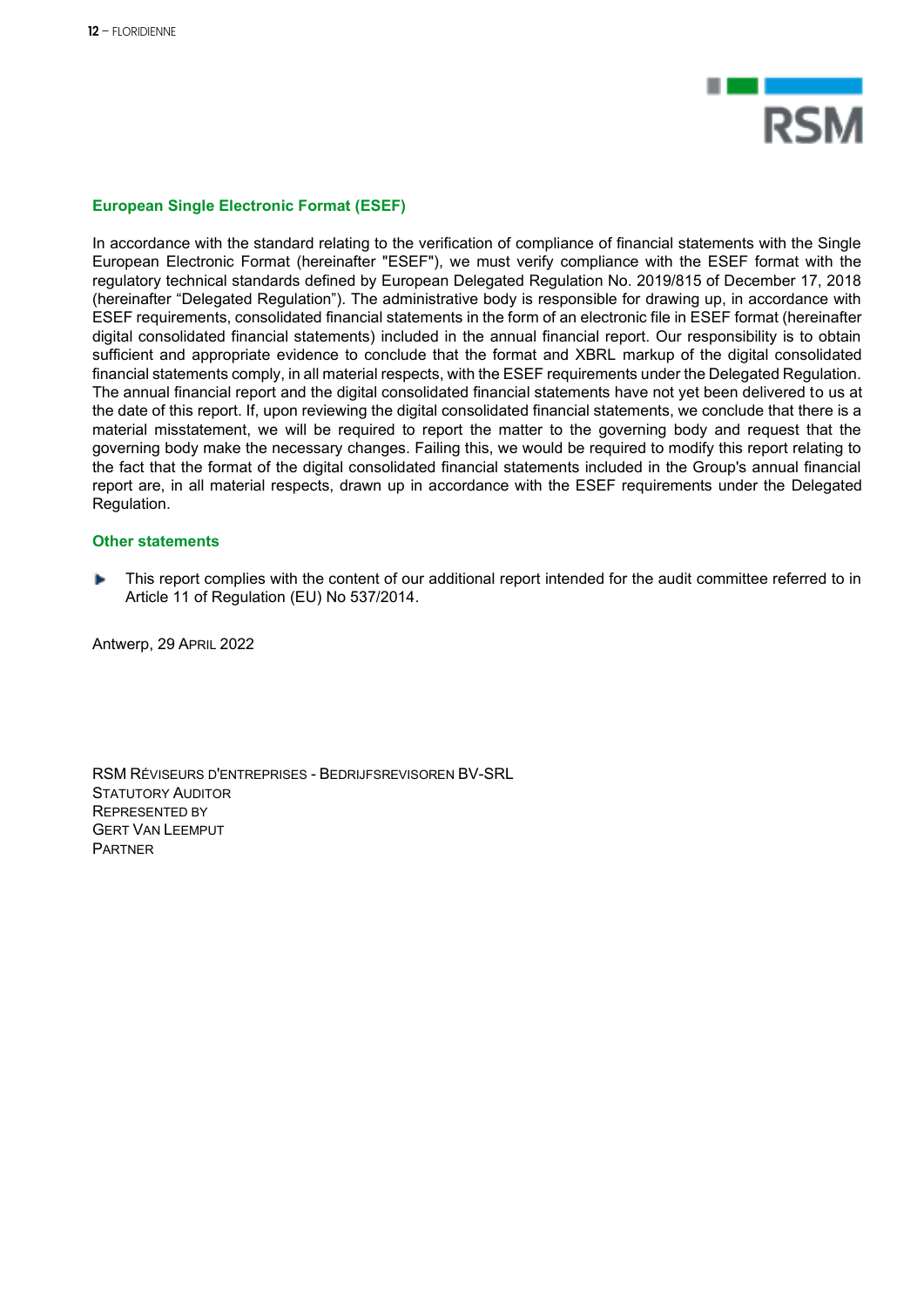## European Single Electronic Format (ESEF)

In accordance with the standard relating to the verification of compliance of financial statements with the Single European Electronic Format (hereinafter "ESEF"), we must verify compliance with the ESEF format with the regulatory technical standards defined by European Delegated Regulation No. 2019/815 of December 17, 2018 (hereinafter "Delegated Regulation"). The administrative body is responsible for drawing up, in accordance with ESEF requirements, consolidated financial statements in the form of an electronic file in ESEF format (hereinafter digital consolidated financial statements) included in the annual financial report. Our responsibility is to obtain sufficient and appropriate evidence to conclude that the format and XBRL markup of the digital consolidated financial statements comply, in all material respects, with the ESEF requirements under the Delegated Regulation. The annual financial report and the digital consolidated financial statements have not yet been delivered to us at the date of this report. If, upon reviewing the digital consolidated financial statements, we conclude that there is a material misstatement, we will be required to report the matter to the governing body and request that the governing body make the necessary changes. Failing this, we would be required to modify this report relating to the fact that the format of the digital consolidated financial statements included in the Group's annual financial report are, in all material respects, drawn up in accordance with the ESEF requirements under the Delegated Regulation.

## Other statements

- This report complies with the content of our additional report intended for the audit committee referred to in Article 11 of Regulation (EU) No 537/2014.

Antwerp, 29 April 2022

RSM Réviseurs d'entreprises - Bedrijfsrevisoren BV-SRL
Statutory Auditor
Represented by
Gert Van Leemput
Partner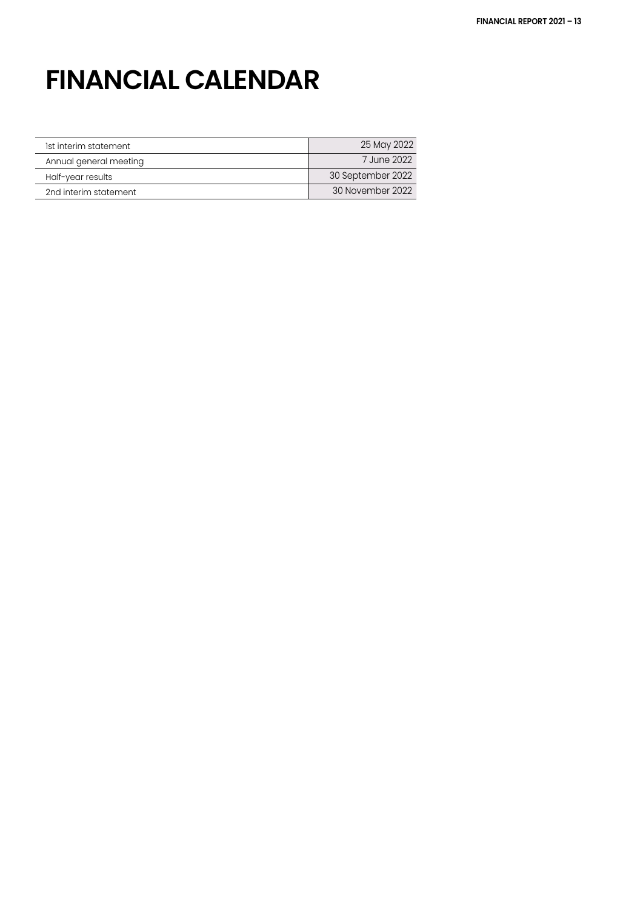# FINANCIAL CALENDAR

| | |
|---|---|
| 1st interim statement | 25 May 2022 |
| Annual general meeting | 7 June 2022 |
| Half-year results | 30 September 2022 |
| 2nd interim statement | 30 November 2022 |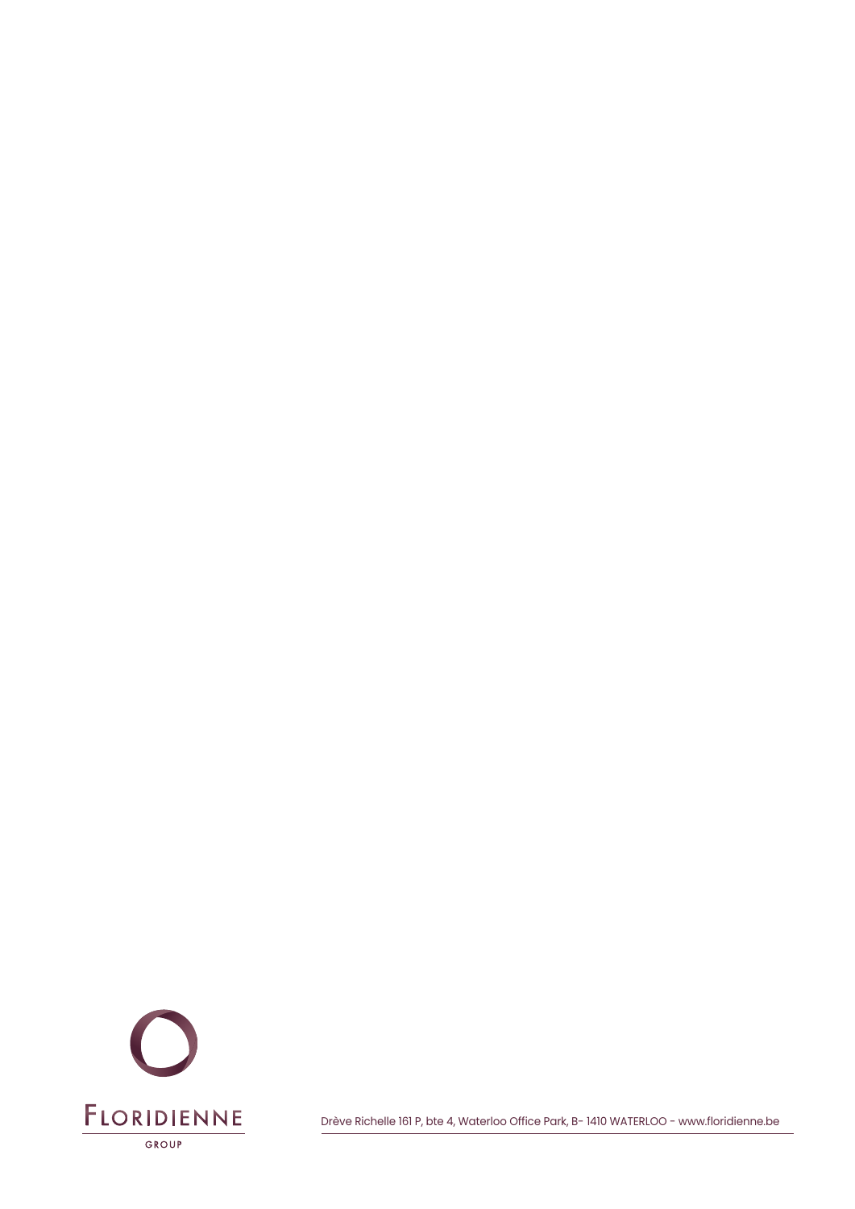FLORIDIENNE

GROUP

Drève Richelle 161 P, bte 4, Waterloo Office Park, B- 1410 WATERLOO - www.floridienne.be